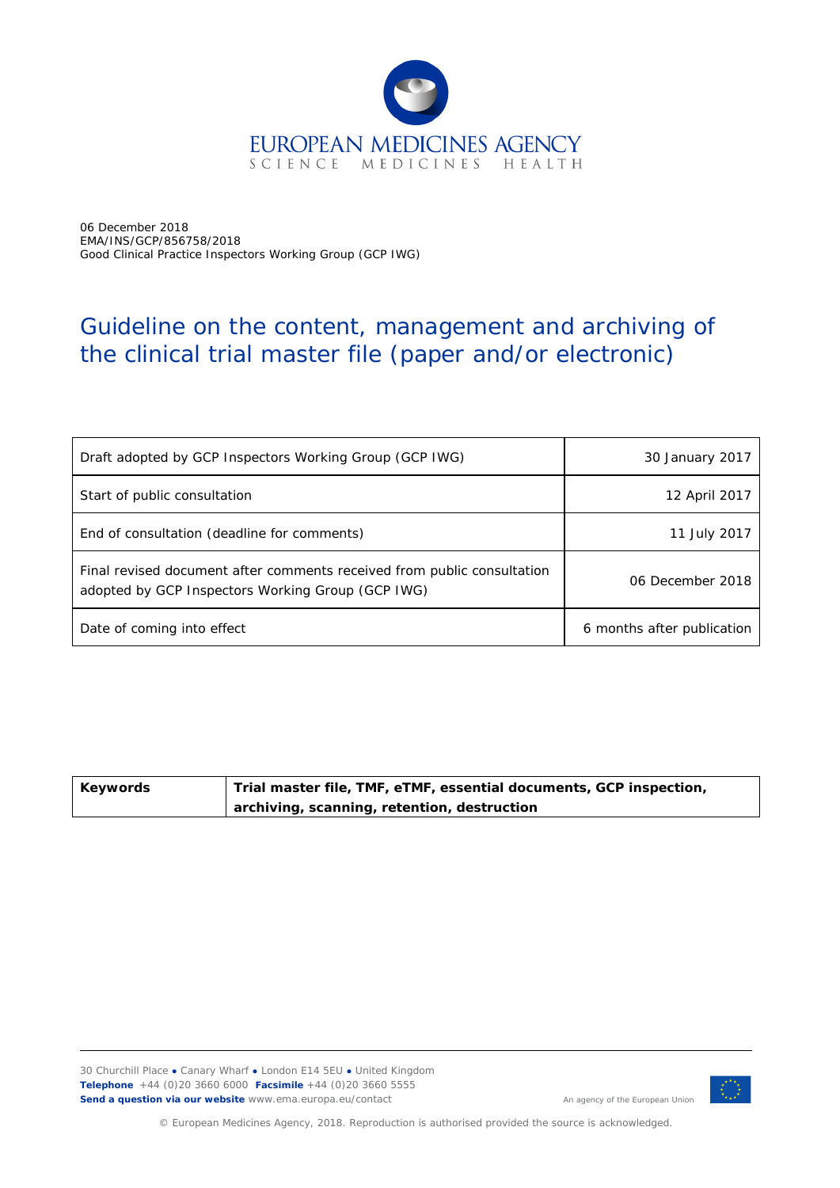EUROPEAN MEDICINES AGENCY
SCIENCE MEDICINES HEALTH

06 December 2018
EMA/INS/GCP/856758/2018
Good Clinical Practice Inspectors Working Group (GCP IWG)

# Guideline on the content, management and archiving of the clinical trial master file (paper and/or electronic)

| | |
|---|---|
| Draft adopted by GCP Inspectors Working Group (GCP IWG) | 30 January 2017 |
| Start of public consultation | 12 April 2017 |
| End of consultation (deadline for comments) | 11 July 2017 |
| Final revised document after comments received from public consultation adopted by GCP Inspectors Working Group (GCP IWG) | 06 December 2018 |
| Date of coming into effect | 6 months after publication |

| | |
|---|---|
| **Keywords** | **Trial master file, TMF, eTMF, essential documents, GCP inspection, archiving, scanning, retention, destruction** |

30 Churchill Place ● Canary Wharf ● London E14 5EU ● United Kingdom
**Telephone** +44 (0)20 3660 6000 **Facsimile** +44 (0)20 3660 5555
**Send a question via our website** www.ema.europa.eu/contact

An agency of the European Union

© European Medicines Agency, 2018. Reproduction is authorised provided the source is acknowledged.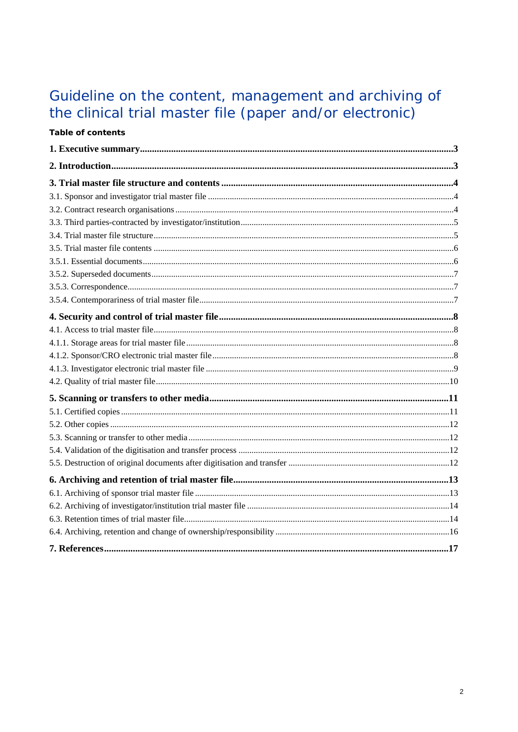# Guideline on the content, management and archiving of the clinical trial master file (paper and/or electronic)

**Table of contents**

**1. Executive summary....3**

**2. Introduction....3**

**3. Trial master file structure and contents....4**

3.1. Sponsor and investigator trial master file....4

3.2. Contract research organisations....4

3.3. Third parties-contracted by investigator/institution....5

3.4. Trial master file structure....5

3.5. Trial master file contents....6

3.5.1. Essential documents....6

3.5.2. Superseded documents....7

3.5.3. Correspondence....7

3.5.4. Contemporariness of trial master file....7

**4. Security and control of trial master file....8**

4.1. Access to trial master file....8

4.1.1. Storage areas for trial master file....8

4.1.2. Sponsor/CRO electronic trial master file....8

4.1.3. Investigator electronic trial master file....9

4.2. Quality of trial master file....10

**5. Scanning or transfers to other media....11**

5.1. Certified copies....11

5.2. Other copies....12

5.3. Scanning or transfer to other media....12

5.4. Validation of the digitisation and transfer process....12

5.5. Destruction of original documents after digitisation and transfer....12

**6. Archiving and retention of trial master file....13**

6.1. Archiving of sponsor trial master file....13

6.2. Archiving of investigator/institution trial master file....14

6.3. Retention times of trial master file....14

6.4. Archiving, retention and change of ownership/responsibility....16

**7. References....17**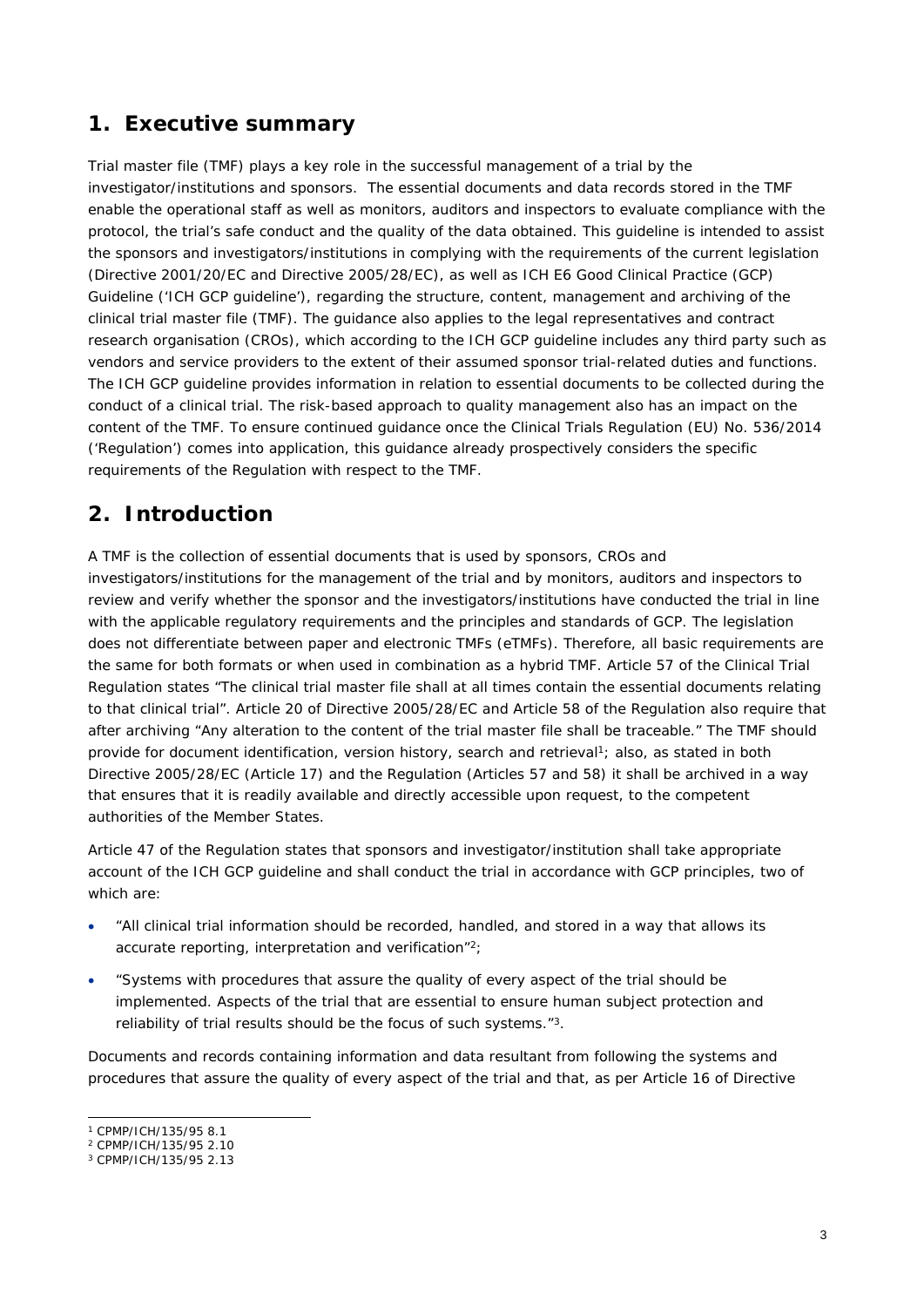## 1. Executive summary

Trial master file (TMF) plays a key role in the successful management of a trial by the investigator/institutions and sponsors. The essential documents and data records stored in the TMF enable the operational staff as well as monitors, auditors and inspectors to evaluate compliance with the protocol, the trial's safe conduct and the quality of the data obtained. This guideline is intended to assist the sponsors and investigators/institutions in complying with the requirements of the current legislation (Directive 2001/20/EC and Directive 2005/28/EC), as well as ICH E6 Good Clinical Practice (GCP) Guideline ('ICH GCP guideline'), regarding the structure, content, management and archiving of the clinical trial master file (TMF). The guidance also applies to the legal representatives and contract research organisation (CROs), which according to the ICH GCP guideline includes any third party such as vendors and service providers to the extent of their assumed sponsor trial-related duties and functions. The ICH GCP guideline provides information in relation to essential documents to be collected during the conduct of a clinical trial. The risk-based approach to quality management also has an impact on the content of the TMF. To ensure continued guidance once the Clinical Trials Regulation (EU) No. 536/2014 ('Regulation') comes into application, this guidance already prospectively considers the specific requirements of the Regulation with respect to the TMF.

## 2. Introduction

A TMF is the collection of essential documents that is used by sponsors, CROs and investigators/institutions for the management of the trial and by monitors, auditors and inspectors to review and verify whether the sponsor and the investigators/institutions have conducted the trial in line with the applicable regulatory requirements and the principles and standards of GCP. The legislation does not differentiate between paper and electronic TMFs (eTMFs). Therefore, all basic requirements are the same for both formats or when used in combination as a hybrid TMF. Article 57 of the Clinical Trial Regulation states "The clinical trial master file shall at all times contain the essential documents relating to that clinical trial". Article 20 of Directive 2005/28/EC and Article 58 of the Regulation also require that after archiving "Any alteration to the content of the trial master file shall be traceable." The TMF should provide for document identification, version history, search and retrieval[1]; also, as stated in both Directive 2005/28/EC (Article 17) and the Regulation (Articles 57 and 58) it shall be archived in a way that ensures that it is readily available and directly accessible upon request, to the competent authorities of the Member States.

Article 47 of the Regulation states that sponsors and investigator/institution shall take appropriate account of the ICH GCP guideline and shall conduct the trial in accordance with GCP principles, two of which are:

- "All clinical trial information should be recorded, handled, and stored in a way that allows its accurate reporting, interpretation and verification"[2];
- "Systems with procedures that assure the quality of every aspect of the trial should be implemented. Aspects of the trial that are essential to ensure human subject protection and reliability of trial results should be the focus of such systems."[3].

Documents and records containing information and data resultant from following the systems and procedures that assure the quality of every aspect of the trial and that, as per Article 16 of Directive

---

[1] CPMP/ICH/135/95 8.1

[2] CPMP/ICH/135/95 2.10

[3] CPMP/ICH/135/95 2.13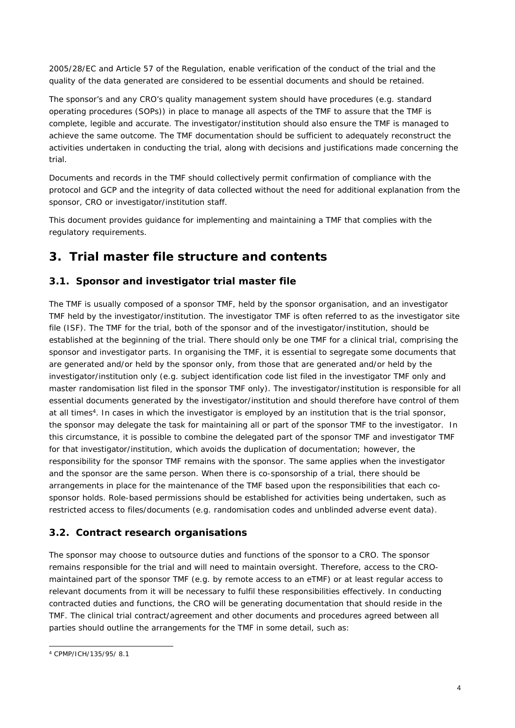2005/28/EC and Article 57 of the Regulation, enable verification of the conduct of the trial and the quality of the data generated are considered to be essential documents and should be retained.

The sponsor's and any CRO's quality management system should have procedures (e.g. standard operating procedures (SOPs)) in place to manage all aspects of the TMF to assure that the TMF is complete, legible and accurate. The investigator/institution should also ensure the TMF is managed to achieve the same outcome. The TMF documentation should be sufficient to adequately reconstruct the activities undertaken in conducting the trial, along with decisions and justifications made concerning the trial.

Documents and records in the TMF should collectively permit confirmation of compliance with the protocol and GCP and the integrity of data collected without the need for additional explanation from the sponsor, CRO or investigator/institution staff.

This document provides guidance for implementing and maintaining a TMF that complies with the regulatory requirements.

# 3. Trial master file structure and contents

## 3.1. Sponsor and investigator trial master file

The TMF is usually composed of a sponsor TMF, held by the sponsor organisation, and an investigator TMF held by the investigator/institution. The investigator TMF is often referred to as the investigator site file (ISF). The TMF for the trial, both of the sponsor and of the investigator/institution, should be established at the beginning of the trial. There should only be one TMF for a clinical trial, comprising the sponsor and investigator parts. In organising the TMF, it is essential to segregate some documents that are generated and/or held by the sponsor only, from those that are generated and/or held by the investigator/institution only (e.g. subject identification code list filed in the investigator TMF only and master randomisation list filed in the sponsor TMF only). The investigator/institution is responsible for all essential documents generated by the investigator/institution and should therefore have control of them at all times[4]. In cases in which the investigator is employed by an institution that is the trial sponsor, the sponsor may delegate the task for maintaining all or part of the sponsor TMF to the investigator. In this circumstance, it is possible to combine the delegated part of the sponsor TMF and investigator TMF for that investigator/institution, which avoids the duplication of documentation; however, the responsibility for the sponsor TMF remains with the sponsor. The same applies when the investigator and the sponsor are the same person. When there is co-sponsorship of a trial, there should be arrangements in place for the maintenance of the TMF based upon the responsibilities that each co-sponsor holds. Role-based permissions should be established for activities being undertaken, such as restricted access to files/documents (e.g. randomisation codes and unblinded adverse event data).

## 3.2. Contract research organisations

The sponsor may choose to outsource duties and functions of the sponsor to a CRO. The sponsor remains responsible for the trial and will need to maintain oversight. Therefore, access to the CRO-maintained part of the sponsor TMF (e.g. by remote access to an eTMF) or at least regular access to relevant documents from it will be necessary to fulfil these responsibilities effectively. In conducting contracted duties and functions, the CRO will be generating documentation that should reside in the TMF. The clinical trial contract/agreement and other documents and procedures agreed between all parties should outline the arrangements for the TMF in some detail, such as:

[4] CPMP/ICH/135/95/ 8.1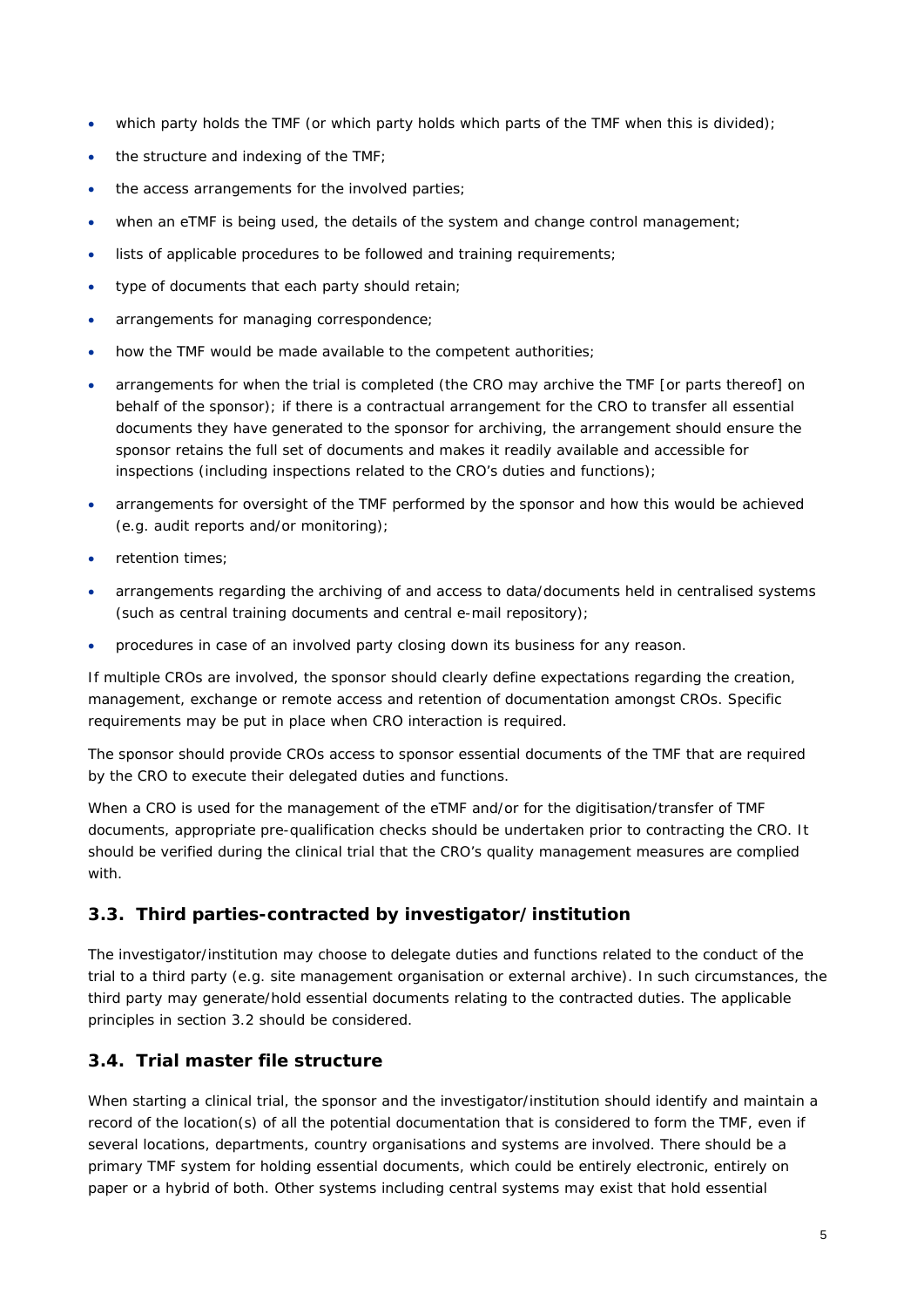- which party holds the TMF (or which party holds which parts of the TMF when this is divided);
- the structure and indexing of the TMF;
- the access arrangements for the involved parties;
- when an eTMF is being used, the details of the system and change control management;
- lists of applicable procedures to be followed and training requirements;
- type of documents that each party should retain;
- arrangements for managing correspondence;
- how the TMF would be made available to the competent authorities;
- arrangements for when the trial is completed (the CRO may archive the TMF [or parts thereof] on behalf of the sponsor); if there is a contractual arrangement for the CRO to transfer all essential documents they have generated to the sponsor for archiving, the arrangement should ensure the sponsor retains the full set of documents and makes it readily available and accessible for inspections (including inspections related to the CRO's duties and functions);
- arrangements for oversight of the TMF performed by the sponsor and how this would be achieved (e.g. audit reports and/or monitoring);
- retention times;
- arrangements regarding the archiving of and access to data/documents held in centralised systems (such as central training documents and central e-mail repository);
- procedures in case of an involved party closing down its business for any reason.

If multiple CROs are involved, the sponsor should clearly define expectations regarding the creation, management, exchange or remote access and retention of documentation amongst CROs. Specific requirements may be put in place when CRO interaction is required.

The sponsor should provide CROs access to sponsor essential documents of the TMF that are required by the CRO to execute their delegated duties and functions.

When a CRO is used for the management of the eTMF and/or for the digitisation/transfer of TMF documents, appropriate pre-qualification checks should be undertaken prior to contracting the CRO. It should be verified during the clinical trial that the CRO's quality management measures are complied with.

### 3.3. Third parties-contracted by investigator/institution

The investigator/institution may choose to delegate duties and functions related to the conduct of the trial to a third party (e.g. site management organisation or external archive). In such circumstances, the third party may generate/hold essential documents relating to the contracted duties. The applicable principles in section 3.2 should be considered.

### 3.4. Trial master file structure

When starting a clinical trial, the sponsor and the investigator/institution should identify and maintain a record of the location(s) of all the potential documentation that is considered to form the TMF, even if several locations, departments, country organisations and systems are involved. There should be a primary TMF system for holding essential documents, which could be entirely electronic, entirely on paper or a hybrid of both. Other systems including central systems may exist that hold essential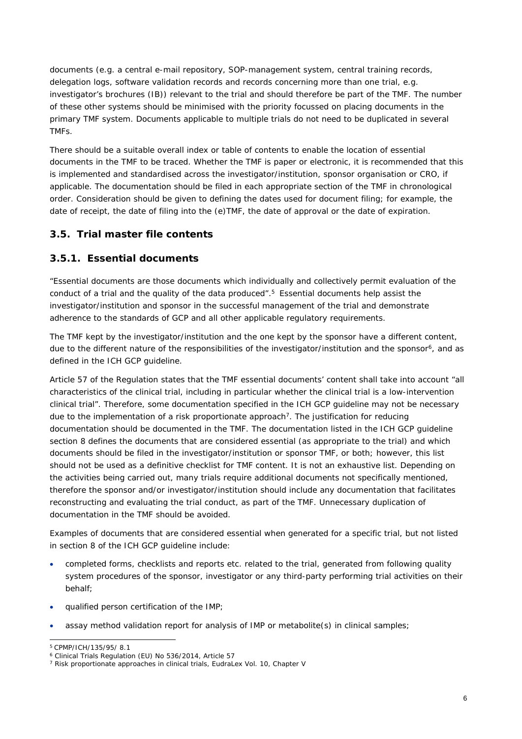documents (e.g. a central e-mail repository, SOP-management system, central training records, delegation logs, software validation records and records concerning more than one trial, e.g. investigator's brochures (IB)) relevant to the trial and should therefore be part of the TMF. The number of these other systems should be minimised with the priority focussed on placing documents in the primary TMF system. Documents applicable to multiple trials do not need to be duplicated in several TMFs.

There should be a suitable overall index or table of contents to enable the location of essential documents in the TMF to be traced. Whether the TMF is paper or electronic, it is recommended that this is implemented and standardised across the investigator/institution, sponsor organisation or CRO, if applicable. The documentation should be filed in each appropriate section of the TMF in chronological order. Consideration should be given to defining the dates used for document filing; for example, the date of receipt, the date of filing into the (e)TMF, the date of approval or the date of expiration.

## 3.5. Trial master file contents

### 3.5.1. Essential documents

"Essential documents are those documents which individually and collectively permit evaluation of the conduct of a trial and the quality of the data produced".[5] Essential documents help assist the investigator/institution and sponsor in the successful management of the trial and demonstrate adherence to the standards of GCP and all other applicable regulatory requirements.

The TMF kept by the investigator/institution and the one kept by the sponsor have a different content, due to the different nature of the responsibilities of the investigator/institution and the sponsor[6], and as defined in the ICH GCP guideline.

Article 57 of the Regulation states that the TMF essential documents' content shall take into account "all characteristics of the clinical trial, including in particular whether the clinical trial is a low-intervention clinical trial". Therefore, some documentation specified in the ICH GCP guideline may not be necessary due to the implementation of a risk proportionate approach[7]. The justification for reducing documentation should be documented in the TMF. The documentation listed in the ICH GCP guideline section 8 defines the documents that are considered essential (as appropriate to the trial) and which documents should be filed in the investigator/institution or sponsor TMF, or both; however, this list should not be used as a definitive checklist for TMF content. It is not an exhaustive list. Depending on the activities being carried out, many trials require additional documents not specifically mentioned, therefore the sponsor and/or investigator/institution should include any documentation that facilitates reconstructing and evaluating the trial conduct, as part of the TMF. Unnecessary duplication of documentation in the TMF should be avoided.

Examples of documents that are considered essential when generated for a specific trial, but not listed in section 8 of the ICH GCP guideline include:

- completed forms, checklists and reports etc. related to the trial, generated from following quality system procedures of the sponsor, investigator or any third-party performing trial activities on their behalf;
- qualified person certification of the IMP;
- assay method validation report for analysis of IMP or metabolite(s) in clinical samples;

[5] CPMP/ICH/135/95/ 8.1

[6] Clinical Trials Regulation (EU) No 536/2014, Article 57

[7] Risk proportionate approaches in clinical trials, EudraLex Vol. 10, Chapter V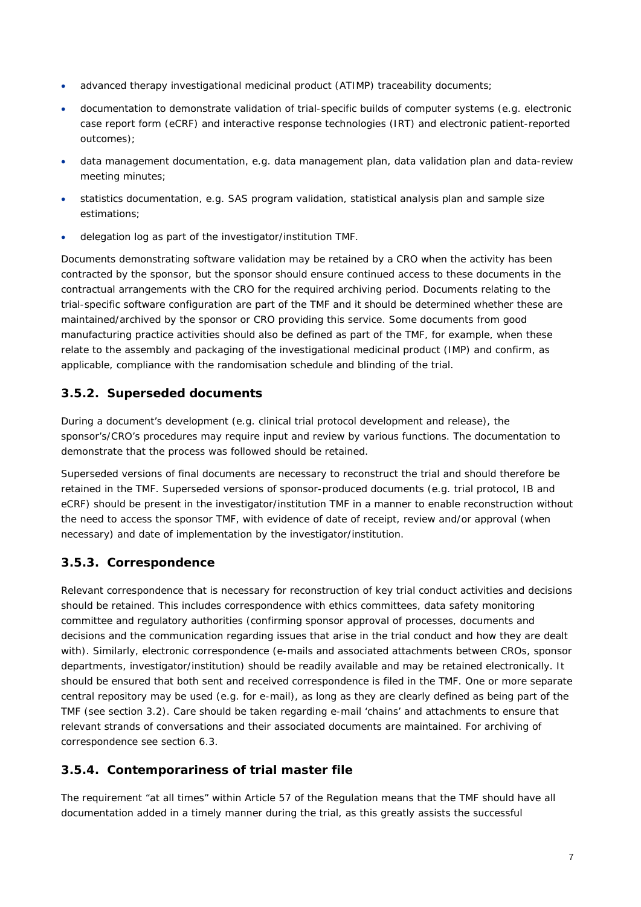- advanced therapy investigational medicinal product (ATIMP) traceability documents;
- documentation to demonstrate validation of trial-specific builds of computer systems (e.g. electronic case report form (eCRF) and interactive response technologies (IRT) and electronic patient-reported outcomes);
- data management documentation, e.g. data management plan, data validation plan and data-review meeting minutes;
- statistics documentation, e.g. SAS program validation, statistical analysis plan and sample size estimations;
- delegation log as part of the investigator/institution TMF.

Documents demonstrating software validation may be retained by a CRO when the activity has been contracted by the sponsor, but the sponsor should ensure continued access to these documents in the contractual arrangements with the CRO for the required archiving period. Documents relating to the trial-specific software configuration are part of the TMF and it should be determined whether these are maintained/archived by the sponsor or CRO providing this service. Some documents from good manufacturing practice activities should also be defined as part of the TMF, for example, when these relate to the assembly and packaging of the investigational medicinal product (IMP) and confirm, as applicable, compliance with the randomisation schedule and blinding of the trial.

### 3.5.2. Superseded documents

During a document's development (e.g. clinical trial protocol development and release), the sponsor's/CRO's procedures may require input and review by various functions. The documentation to demonstrate that the process was followed should be retained.

Superseded versions of final documents are necessary to reconstruct the trial and should therefore be retained in the TMF. Superseded versions of sponsor-produced documents (e.g. trial protocol, IB and eCRF) should be present in the investigator/institution TMF in a manner to enable reconstruction without the need to access the sponsor TMF, with evidence of date of receipt, review and/or approval (when necessary) and date of implementation by the investigator/institution.

### 3.5.3. Correspondence

Relevant correspondence that is necessary for reconstruction of key trial conduct activities and decisions should be retained. This includes correspondence with ethics committees, data safety monitoring committee and regulatory authorities (confirming sponsor approval of processes, documents and decisions and the communication regarding issues that arise in the trial conduct and how they are dealt with). Similarly, electronic correspondence (e-mails and associated attachments between CROs, sponsor departments, investigator/institution) should be readily available and may be retained electronically. It should be ensured that both sent and received correspondence is filed in the TMF. One or more separate central repository may be used (e.g. for e-mail), as long as they are clearly defined as being part of the TMF (see section 3.2). Care should be taken regarding e-mail 'chains' and attachments to ensure that relevant strands of conversations and their associated documents are maintained. For archiving of correspondence see section 6.3.

### 3.5.4. Contemporariness of trial master file

The requirement "at all times" within Article 57 of the Regulation means that the TMF should have all documentation added in a timely manner during the trial, as this greatly assists the successful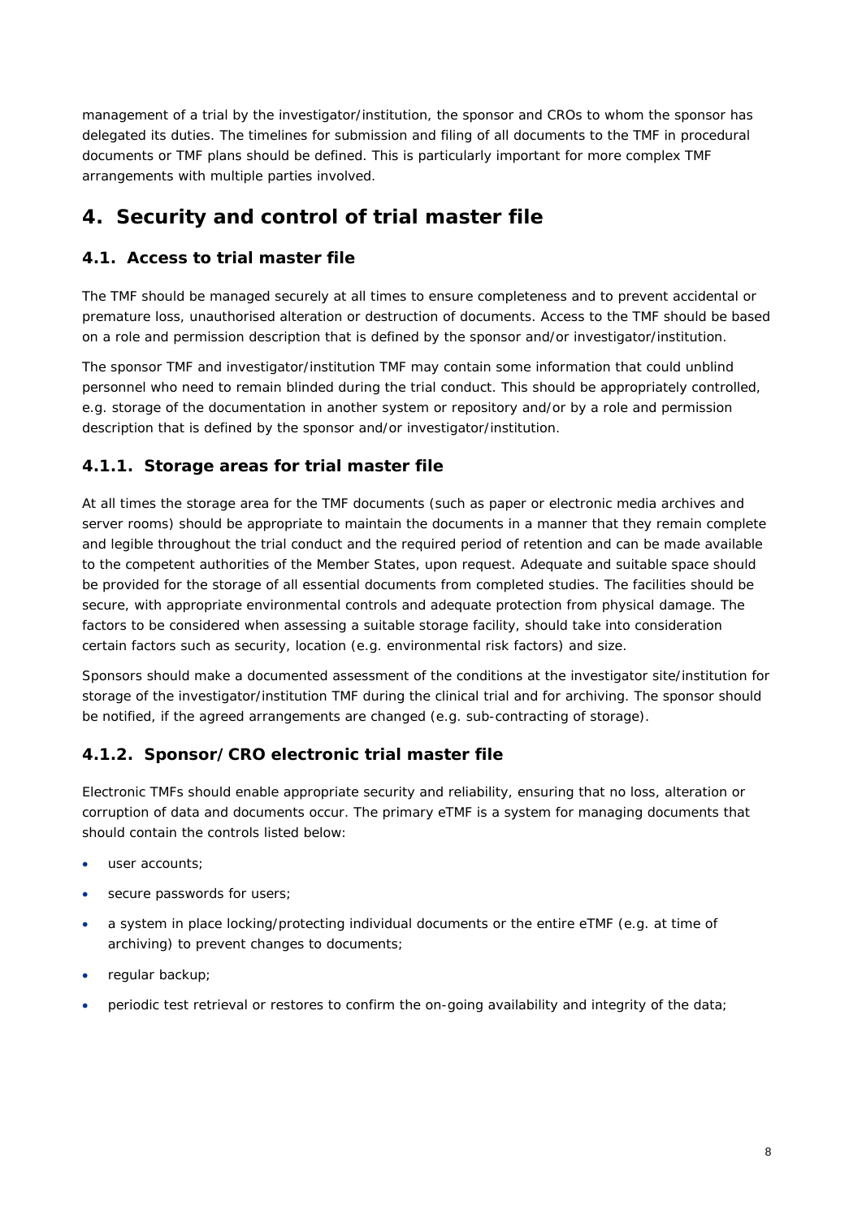management of a trial by the investigator/institution, the sponsor and CROs to whom the sponsor has delegated its duties. The timelines for submission and filing of all documents to the TMF in procedural documents or TMF plans should be defined. This is particularly important for more complex TMF arrangements with multiple parties involved.

# 4. Security and control of trial master file

## 4.1. Access to trial master file

The TMF should be managed securely at all times to ensure completeness and to prevent accidental or premature loss, unauthorised alteration or destruction of documents. Access to the TMF should be based on a role and permission description that is defined by the sponsor and/or investigator/institution.

The sponsor TMF and investigator/institution TMF may contain some information that could unblind personnel who need to remain blinded during the trial conduct. This should be appropriately controlled, e.g. storage of the documentation in another system or repository and/or by a role and permission description that is defined by the sponsor and/or investigator/institution.

### 4.1.1. Storage areas for trial master file

At all times the storage area for the TMF documents (such as paper or electronic media archives and server rooms) should be appropriate to maintain the documents in a manner that they remain complete and legible throughout the trial conduct and the required period of retention and can be made available to the competent authorities of the Member States, upon request. Adequate and suitable space should be provided for the storage of all essential documents from completed studies. The facilities should be secure, with appropriate environmental controls and adequate protection from physical damage. The factors to be considered when assessing a suitable storage facility, should take into consideration certain factors such as security, location (e.g. environmental risk factors) and size.

Sponsors should make a documented assessment of the conditions at the investigator site/institution for storage of the investigator/institution TMF during the clinical trial and for archiving. The sponsor should be notified, if the agreed arrangements are changed (e.g. sub-contracting of storage).

### 4.1.2. Sponsor/CRO electronic trial master file

Electronic TMFs should enable appropriate security and reliability, ensuring that no loss, alteration or corruption of data and documents occur. The primary eTMF is a system for managing documents that should contain the controls listed below:

- user accounts;
- secure passwords for users;
- a system in place locking/protecting individual documents or the entire eTMF (e.g. at time of archiving) to prevent changes to documents;
- regular backup;
- periodic test retrieval or restores to confirm the on-going availability and integrity of the data;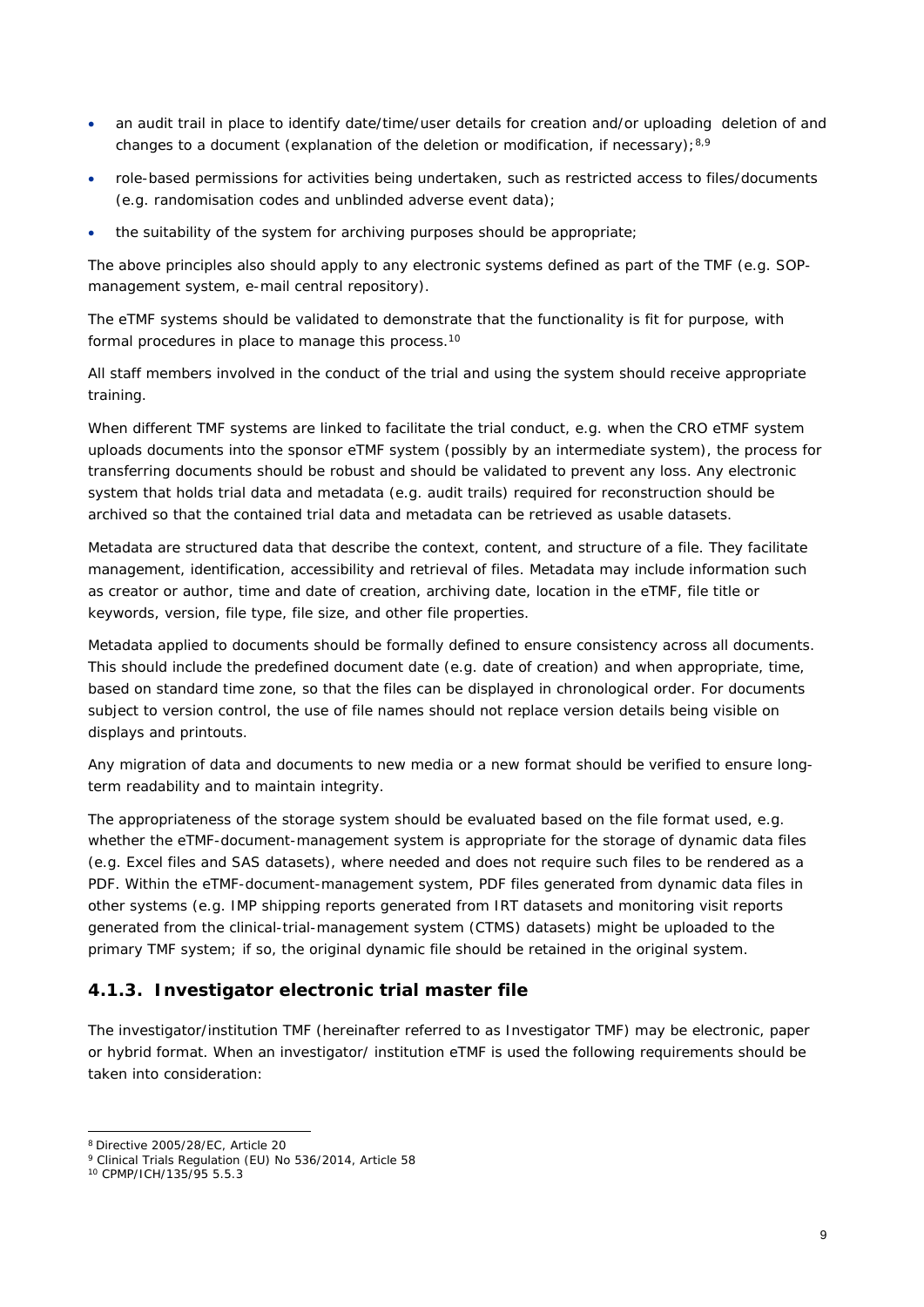- an audit trail in place to identify date/time/user details for creation and/or uploading  deletion of and changes to a document (explanation of the deletion or modification, if necessary);[8,9]
- role-based permissions for activities being undertaken, such as restricted access to files/documents (e.g. randomisation codes and unblinded adverse event data);
- the suitability of the system for archiving purposes should be appropriate;

The above principles also should apply to any electronic systems defined as part of the TMF (e.g. SOP-management system, e-mail central repository).

The eTMF systems should be validated to demonstrate that the functionality is fit for purpose, with formal procedures in place to manage this process.[10]

All staff members involved in the conduct of the trial and using the system should receive appropriate training.

When different TMF systems are linked to facilitate the trial conduct, e.g. when the CRO eTMF system uploads documents into the sponsor eTMF system (possibly by an intermediate system), the process for transferring documents should be robust and should be validated to prevent any loss. Any electronic system that holds trial data and metadata (e.g. audit trails) required for reconstruction should be archived so that the contained trial data and metadata can be retrieved as usable datasets.

Metadata are structured data that describe the context, content, and structure of a file. They facilitate management, identification, accessibility and retrieval of files. Metadata may include information such as creator or author, time and date of creation, archiving date, location in the eTMF, file title or keywords, version, file type, file size, and other file properties.

Metadata applied to documents should be formally defined to ensure consistency across all documents. This should include the predefined document date (e.g. date of creation) and when appropriate, time, based on standard time zone, so that the files can be displayed in chronological order. For documents subject to version control, the use of file names should not replace version details being visible on displays and printouts.

Any migration of data and documents to new media or a new format should be verified to ensure long-term readability and to maintain integrity.

The appropriateness of the storage system should be evaluated based on the file format used, e.g. whether the eTMF-document-management system is appropriate for the storage of dynamic data files (e.g. Excel files and SAS datasets), where needed and does not require such files to be rendered as a PDF. Within the eTMF-document-management system, PDF files generated from dynamic data files in other systems (e.g. IMP shipping reports generated from IRT datasets and monitoring visit reports generated from the clinical-trial-management system (CTMS) datasets) might be uploaded to the primary TMF system; if so, the original dynamic file should be retained in the original system.

### 4.1.3. Investigator electronic trial master file

The investigator/institution TMF (hereinafter referred to as Investigator TMF) may be electronic, paper or hybrid format. When an investigator/ institution eTMF is used the following requirements should be taken into consideration:

[8] Directive 2005/28/EC, Article 20

[9] Clinical Trials Regulation (EU) No 536/2014, Article 58

[10] CPMP/ICH/135/95 5.5.3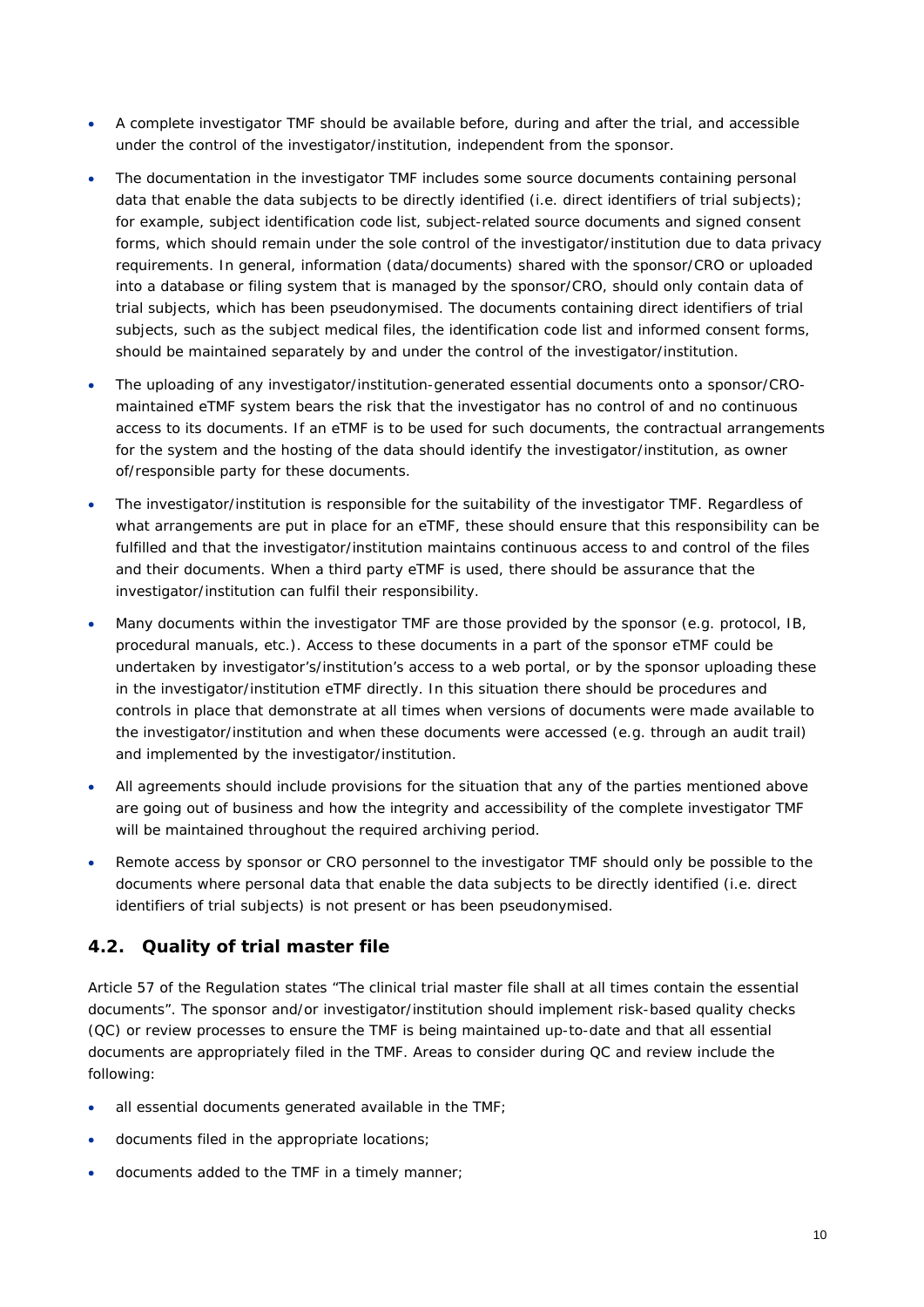- A complete investigator TMF should be available before, during and after the trial, and accessible under the control of the investigator/institution, independent from the sponsor.
- The documentation in the investigator TMF includes some source documents containing personal data that enable the data subjects to be directly identified (i.e. direct identifiers of trial subjects); for example, subject identification code list, subject-related source documents and signed consent forms, which should remain under the sole control of the investigator/institution due to data privacy requirements. In general, information (data/documents) shared with the sponsor/CRO or uploaded into a database or filing system that is managed by the sponsor/CRO, should only contain data of trial subjects, which has been pseudonymised. The documents containing direct identifiers of trial subjects, such as the subject medical files, the identification code list and informed consent forms, should be maintained separately by and under the control of the investigator/institution.
- The uploading of any investigator/institution-generated essential documents onto a sponsor/CRO-maintained eTMF system bears the risk that the investigator has no control of and no continuous access to its documents. If an eTMF is to be used for such documents, the contractual arrangements for the system and the hosting of the data should identify the investigator/institution, as owner of/responsible party for these documents.
- The investigator/institution is responsible for the suitability of the investigator TMF. Regardless of what arrangements are put in place for an eTMF, these should ensure that this responsibility can be fulfilled and that the investigator/institution maintains continuous access to and control of the files and their documents. When a third party eTMF is used, there should be assurance that the investigator/institution can fulfil their responsibility.
- Many documents within the investigator TMF are those provided by the sponsor (e.g. protocol, IB, procedural manuals, etc.). Access to these documents in a part of the sponsor eTMF could be undertaken by investigator's/institution's access to a web portal, or by the sponsor uploading these in the investigator/institution eTMF directly. In this situation there should be procedures and controls in place that demonstrate at all times when versions of documents were made available to the investigator/institution and when these documents were accessed (e.g. through an audit trail) and implemented by the investigator/institution.
- All agreements should include provisions for the situation that any of the parties mentioned above are going out of business and how the integrity and accessibility of the complete investigator TMF will be maintained throughout the required archiving period.
- Remote access by sponsor or CRO personnel to the investigator TMF should only be possible to the documents where personal data that enable the data subjects to be directly identified (i.e. direct identifiers of trial subjects) is not present or has been pseudonymised.

### 4.2. Quality of trial master file

Article 57 of the Regulation states "The clinical trial master file shall at all times contain the essential documents". The sponsor and/or investigator/institution should implement risk-based quality checks (QC) or review processes to ensure the TMF is being maintained up-to-date and that all essential documents are appropriately filed in the TMF. Areas to consider during QC and review include the following:

- all essential documents generated available in the TMF;
- documents filed in the appropriate locations;
- documents added to the TMF in a timely manner;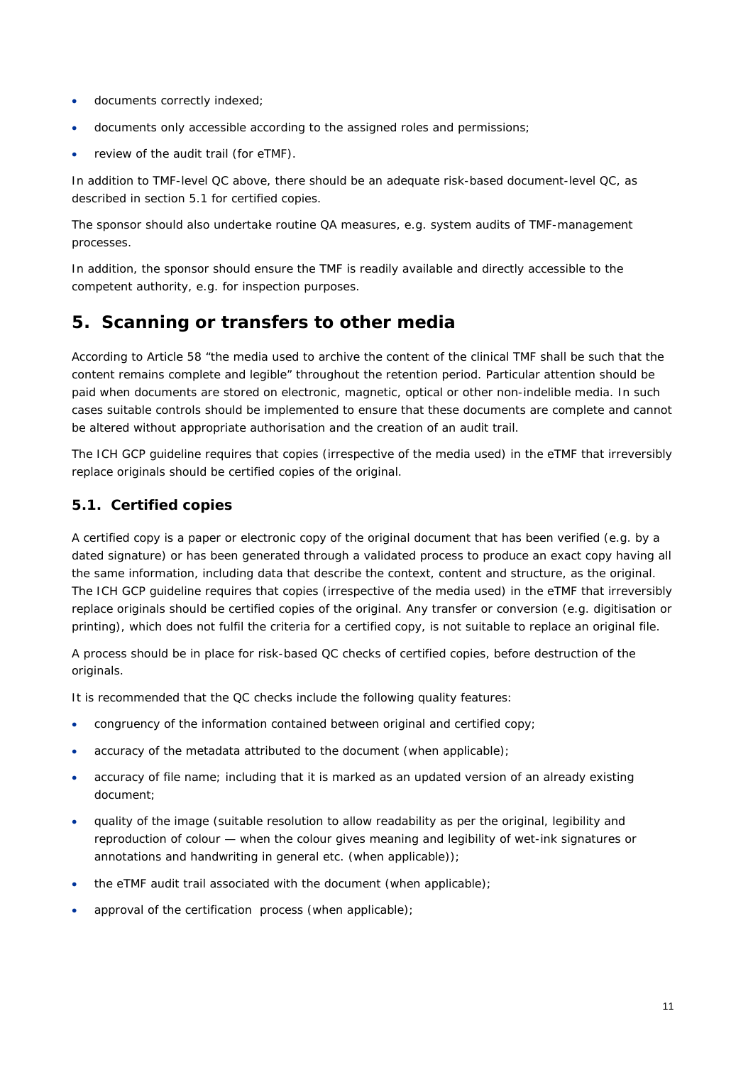- documents correctly indexed;
- documents only accessible according to the assigned roles and permissions;
- review of the audit trail (for eTMF).

In addition to TMF-level QC above, there should be an adequate risk-based document-level QC, as described in section 5.1 for certified copies.

The sponsor should also undertake routine QA measures, e.g. system audits of TMF-management processes.

In addition, the sponsor should ensure the TMF is readily available and directly accessible to the competent authority, e.g. for inspection purposes.

# 5. Scanning or transfers to other media

According to Article 58 "the media used to archive the content of the clinical TMF shall be such that the content remains complete and legible" throughout the retention period. Particular attention should be paid when documents are stored on electronic, magnetic, optical or other non-indelible media. In such cases suitable controls should be implemented to ensure that these documents are complete and cannot be altered without appropriate authorisation and the creation of an audit trail.

The ICH GCP guideline requires that copies (irrespective of the media used) in the eTMF that irreversibly replace originals should be certified copies of the original.

## 5.1. Certified copies

A certified copy is a paper or electronic copy of the original document that has been verified (e.g. by a dated signature) or has been generated through a validated process to produce an exact copy having all the same information, including data that describe the context, content and structure, as the original. The ICH GCP guideline requires that copies (irrespective of the media used) in the eTMF that irreversibly replace originals should be certified copies of the original. Any transfer or conversion (e.g. digitisation or printing), which does not fulfil the criteria for a certified copy, is not suitable to replace an original file.

A process should be in place for risk-based QC checks of certified copies, before destruction of the originals.

It is recommended that the QC checks include the following quality features:

- congruency of the information contained between original and certified copy;
- accuracy of the metadata attributed to the document (when applicable);
- accuracy of file name; including that it is marked as an updated version of an already existing document;
- quality of the image (suitable resolution to allow readability as per the original, legibility and reproduction of colour — when the colour gives meaning and legibility of wet-ink signatures or annotations and handwriting in general etc. (when applicable));
- the eTMF audit trail associated with the document (when applicable);
- approval of the certification process (when applicable);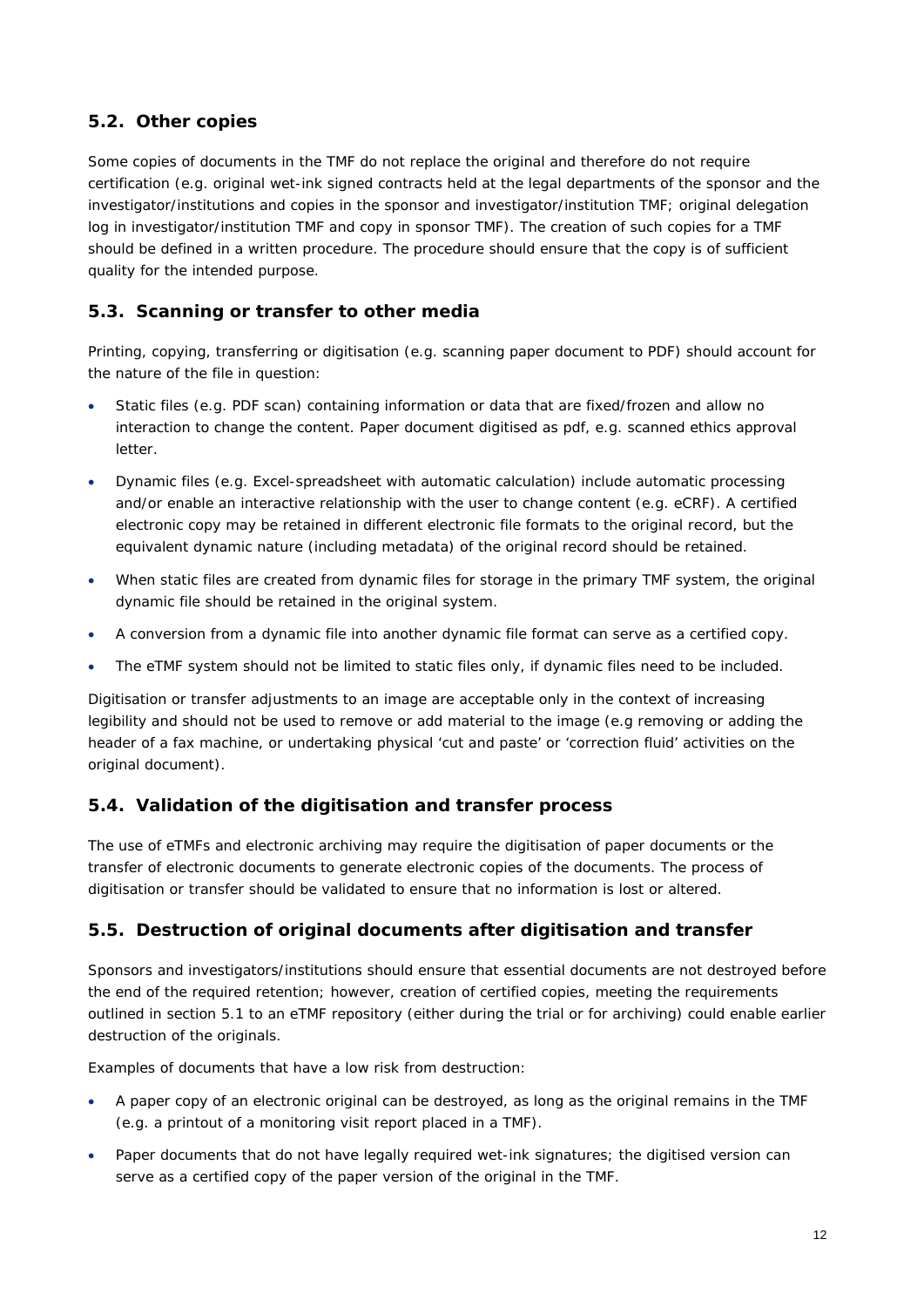## 5.2. Other copies

Some copies of documents in the TMF do not replace the original and therefore do not require certification (e.g. original wet-ink signed contracts held at the legal departments of the sponsor and the investigator/institutions and copies in the sponsor and investigator/institution TMF; original delegation log in investigator/institution TMF and copy in sponsor TMF). The creation of such copies for a TMF should be defined in a written procedure. The procedure should ensure that the copy is of sufficient quality for the intended purpose.

## 5.3. Scanning or transfer to other media

Printing, copying, transferring or digitisation (e.g. scanning paper document to PDF) should account for the nature of the file in question:

- Static files (e.g. PDF scan) containing information or data that are fixed/frozen and allow no interaction to change the content. Paper document digitised as pdf, e.g. scanned ethics approval letter.
- Dynamic files (e.g. Excel-spreadsheet with automatic calculation) include automatic processing and/or enable an interactive relationship with the user to change content (e.g. eCRF). A certified electronic copy may be retained in different electronic file formats to the original record, but the equivalent dynamic nature (including metadata) of the original record should be retained.
- When static files are created from dynamic files for storage in the primary TMF system, the original dynamic file should be retained in the original system.
- A conversion from a dynamic file into another dynamic file format can serve as a certified copy.
- The eTMF system should not be limited to static files only, if dynamic files need to be included.

Digitisation or transfer adjustments to an image are acceptable only in the context of increasing legibility and should not be used to remove or add material to the image (e.g removing or adding the header of a fax machine, or undertaking physical 'cut and paste' or 'correction fluid' activities on the original document).

## 5.4. Validation of the digitisation and transfer process

The use of eTMFs and electronic archiving may require the digitisation of paper documents or the transfer of electronic documents to generate electronic copies of the documents. The process of digitisation or transfer should be validated to ensure that no information is lost or altered.

## 5.5. Destruction of original documents after digitisation and transfer

Sponsors and investigators/institutions should ensure that essential documents are not destroyed before the end of the required retention; however, creation of certified copies, meeting the requirements outlined in section 5.1 to an eTMF repository (either during the trial or for archiving) could enable earlier destruction of the originals.

Examples of documents that have a low risk from destruction:

- A paper copy of an electronic original can be destroyed, as long as the original remains in the TMF (e.g. a printout of a monitoring visit report placed in a TMF).
- Paper documents that do not have legally required wet-ink signatures; the digitised version can serve as a certified copy of the paper version of the original in the TMF.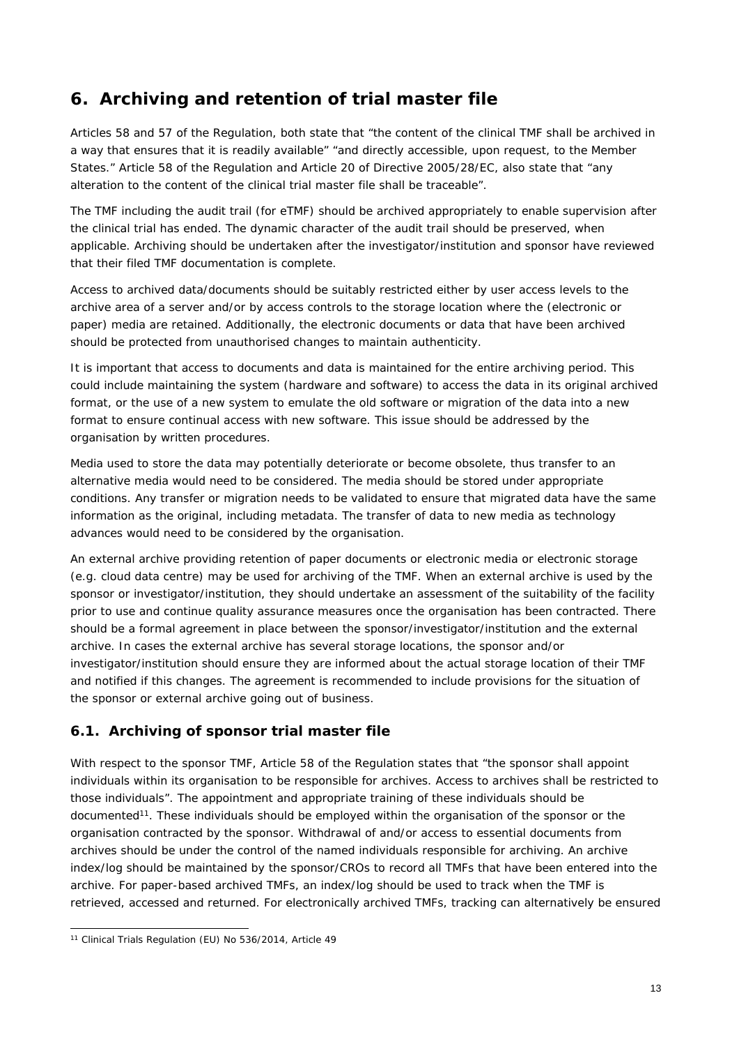## 6. Archiving and retention of trial master file

Articles 58 and 57 of the Regulation, both state that "the content of the clinical TMF shall be archived in a way that ensures that it is readily available" "and directly accessible, upon request, to the Member States." Article 58 of the Regulation and Article 20 of Directive 2005/28/EC, also state that "any alteration to the content of the clinical trial master file shall be traceable".

The TMF including the audit trail (for eTMF) should be archived appropriately to enable supervision after the clinical trial has ended. The dynamic character of the audit trail should be preserved, when applicable. Archiving should be undertaken after the investigator/institution and sponsor have reviewed that their filed TMF documentation is complete.

Access to archived data/documents should be suitably restricted either by user access levels to the archive area of a server and/or by access controls to the storage location where the (electronic or paper) media are retained. Additionally, the electronic documents or data that have been archived should be protected from unauthorised changes to maintain authenticity.

It is important that access to documents and data is maintained for the entire archiving period. This could include maintaining the system (hardware and software) to access the data in its original archived format, or the use of a new system to emulate the old software or migration of the data into a new format to ensure continual access with new software. This issue should be addressed by the organisation by written procedures.

Media used to store the data may potentially deteriorate or become obsolete, thus transfer to an alternative media would need to be considered. The media should be stored under appropriate conditions. Any transfer or migration needs to be validated to ensure that migrated data have the same information as the original, including metadata. The transfer of data to new media as technology advances would need to be considered by the organisation.

An external archive providing retention of paper documents or electronic media or electronic storage (e.g. cloud data centre) may be used for archiving of the TMF. When an external archive is used by the sponsor or investigator/institution, they should undertake an assessment of the suitability of the facility prior to use and continue quality assurance measures once the organisation has been contracted. There should be a formal agreement in place between the sponsor/investigator/institution and the external archive. In cases the external archive has several storage locations, the sponsor and/or investigator/institution should ensure they are informed about the actual storage location of their TMF and notified if this changes. The agreement is recommended to include provisions for the situation of the sponsor or external archive going out of business.

### 6.1. Archiving of sponsor trial master file

With respect to the sponsor TMF, Article 58 of the Regulation states that "the sponsor shall appoint individuals within its organisation to be responsible for archives. Access to archives shall be restricted to those individuals". The appointment and appropriate training of these individuals should be documented[11]. These individuals should be employed within the organisation of the sponsor or the organisation contracted by the sponsor. Withdrawal of and/or access to essential documents from archives should be under the control of the named individuals responsible for archiving. An archive index/log should be maintained by the sponsor/CROs to record all TMFs that have been entered into the archive. For paper-based archived TMFs, an index/log should be used to track when the TMF is retrieved, accessed and returned. For electronically archived TMFs, tracking can alternatively be ensured

[11] Clinical Trials Regulation (EU) No 536/2014, Article 49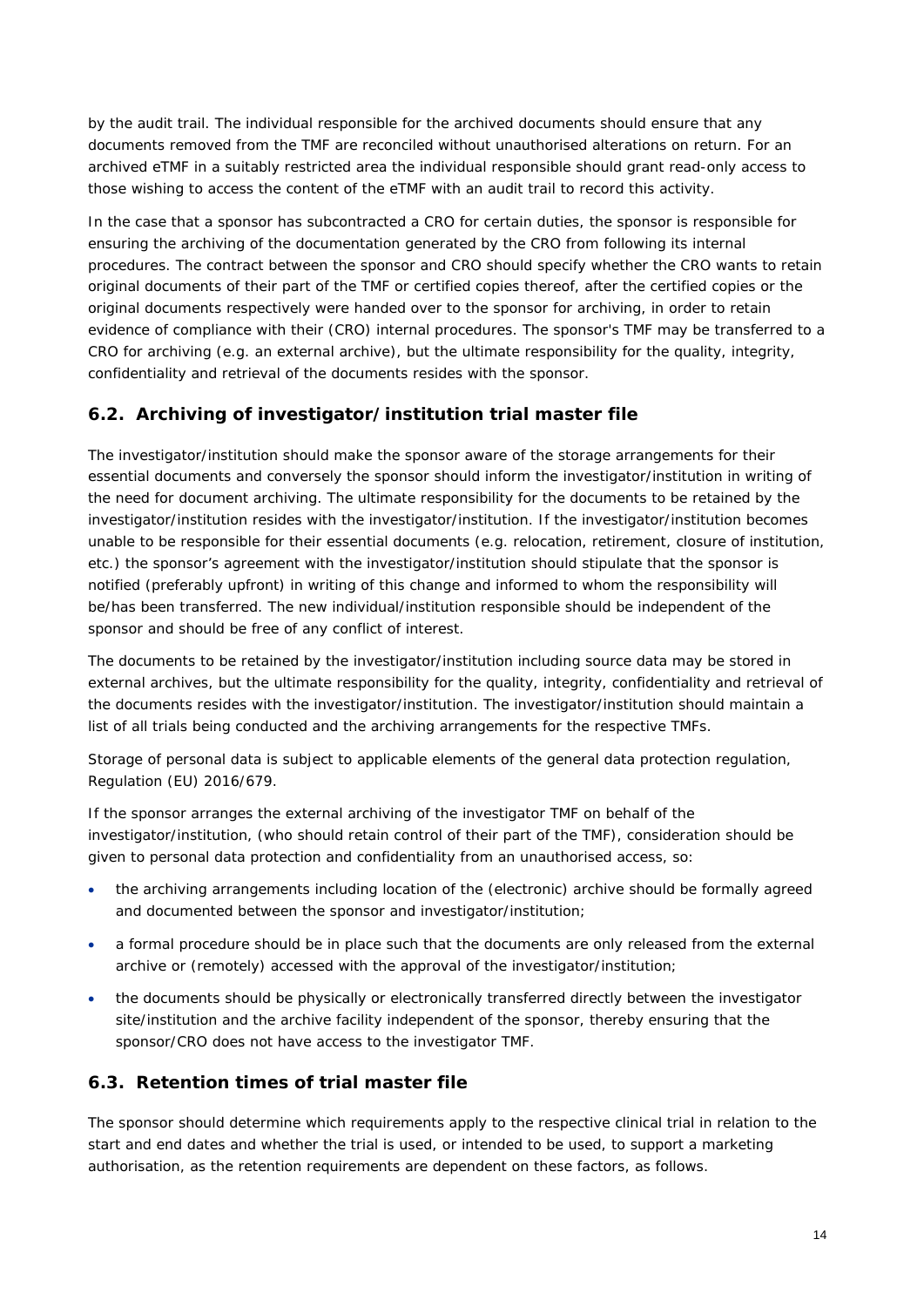by the audit trail. The individual responsible for the archived documents should ensure that any documents removed from the TMF are reconciled without unauthorised alterations on return. For an archived eTMF in a suitably restricted area the individual responsible should grant read-only access to those wishing to access the content of the eTMF with an audit trail to record this activity.

In the case that a sponsor has subcontracted a CRO for certain duties, the sponsor is responsible for ensuring the archiving of the documentation generated by the CRO from following its internal procedures. The contract between the sponsor and CRO should specify whether the CRO wants to retain original documents of their part of the TMF or certified copies thereof, after the certified copies or the original documents respectively were handed over to the sponsor for archiving, in order to retain evidence of compliance with their (CRO) internal procedures. The sponsor's TMF may be transferred to a CRO for archiving (e.g. an external archive), but the ultimate responsibility for the quality, integrity, confidentiality and retrieval of the documents resides with the sponsor.

## 6.2. Archiving of investigator/institution trial master file

The investigator/institution should make the sponsor aware of the storage arrangements for their essential documents and conversely the sponsor should inform the investigator/institution in writing of the need for document archiving. The ultimate responsibility for the documents to be retained by the investigator/institution resides with the investigator/institution. If the investigator/institution becomes unable to be responsible for their essential documents (e.g. relocation, retirement, closure of institution, etc.) the sponsor's agreement with the investigator/institution should stipulate that the sponsor is notified (preferably upfront) in writing of this change and informed to whom the responsibility will be/has been transferred. The new individual/institution responsible should be independent of the sponsor and should be free of any conflict of interest.

The documents to be retained by the investigator/institution including source data may be stored in external archives, but the ultimate responsibility for the quality, integrity, confidentiality and retrieval of the documents resides with the investigator/institution. The investigator/institution should maintain a list of all trials being conducted and the archiving arrangements for the respective TMFs.

Storage of personal data is subject to applicable elements of the general data protection regulation, Regulation (EU) 2016/679.

If the sponsor arranges the external archiving of the investigator TMF on behalf of the investigator/institution, (who should retain control of their part of the TMF), consideration should be given to personal data protection and confidentiality from an unauthorised access, so:

- the archiving arrangements including location of the (electronic) archive should be formally agreed and documented between the sponsor and investigator/institution;
- a formal procedure should be in place such that the documents are only released from the external archive or (remotely) accessed with the approval of the investigator/institution;
- the documents should be physically or electronically transferred directly between the investigator site/institution and the archive facility independent of the sponsor, thereby ensuring that the sponsor/CRO does not have access to the investigator TMF.

## 6.3. Retention times of trial master file

The sponsor should determine which requirements apply to the respective clinical trial in relation to the start and end dates and whether the trial is used, or intended to be used, to support a marketing authorisation, as the retention requirements are dependent on these factors, as follows.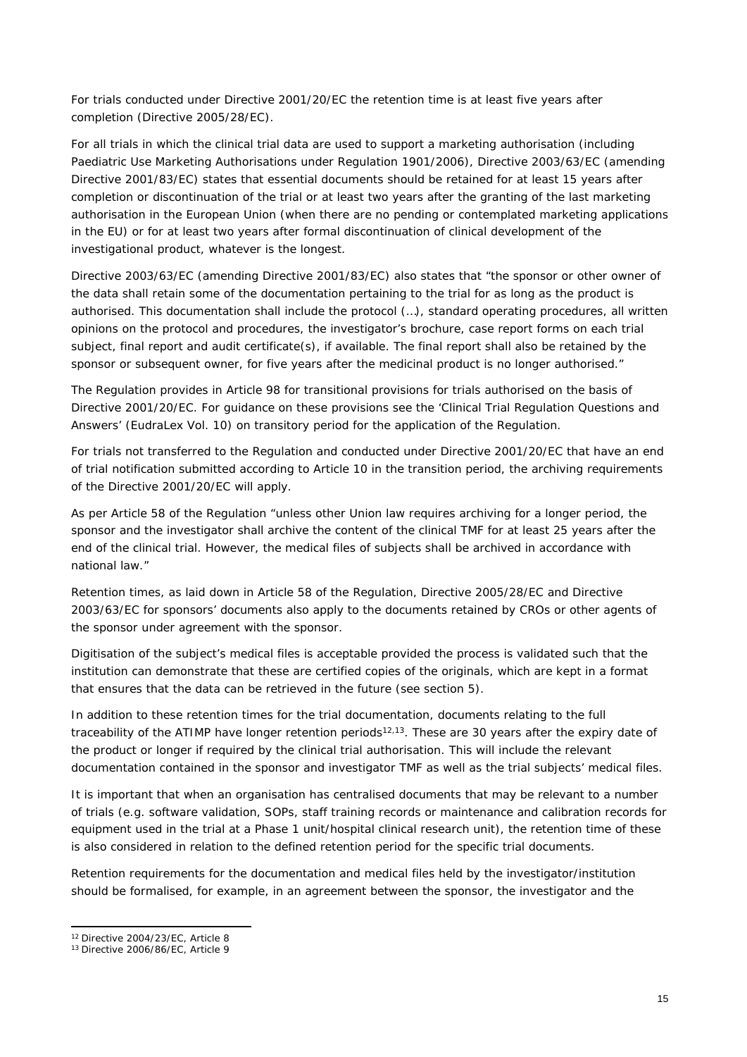For trials conducted under Directive 2001/20/EC the retention time is at least five years after completion (Directive 2005/28/EC).

For all trials in which the clinical trial data are used to support a marketing authorisation (including Paediatric Use Marketing Authorisations under Regulation 1901/2006), Directive 2003/63/EC (amending Directive 2001/83/EC) states that essential documents should be retained for at least 15 years after completion or discontinuation of the trial or at least two years after the granting of the last marketing authorisation in the European Union (when there are no pending or contemplated marketing applications in the EU) or for at least two years after formal discontinuation of clinical development of the investigational product, whatever is the longest.

Directive 2003/63/EC (amending Directive 2001/83/EC) also states that "the sponsor or other owner of the data shall retain some of the documentation pertaining to the trial for as long as the product is authorised. This documentation shall include the protocol (…), standard operating procedures, all written opinions on the protocol and procedures, the investigator's brochure, case report forms on each trial subject, final report and audit certificate(s), if available. The final report shall also be retained by the sponsor or subsequent owner, for five years after the medicinal product is no longer authorised."

The Regulation provides in Article 98 for transitional provisions for trials authorised on the basis of Directive 2001/20/EC. For guidance on these provisions see the 'Clinical Trial Regulation Questions and Answers' (EudraLex Vol. 10) on transitory period for the application of the Regulation.

For trials not transferred to the Regulation and conducted under Directive 2001/20/EC that have an end of trial notification submitted according to Article 10 in the transition period, the archiving requirements of the Directive 2001/20/EC will apply.

As per Article 58 of the Regulation "unless other Union law requires archiving for a longer period, the sponsor and the investigator shall archive the content of the clinical TMF for at least 25 years after the end of the clinical trial. However, the medical files of subjects shall be archived in accordance with national law."

Retention times, as laid down in Article 58 of the Regulation, Directive 2005/28/EC and Directive 2003/63/EC for sponsors' documents also apply to the documents retained by CROs or other agents of the sponsor under agreement with the sponsor.

Digitisation of the subject's medical files is acceptable provided the process is validated such that the institution can demonstrate that these are certified copies of the originals, which are kept in a format that ensures that the data can be retrieved in the future (see section 5).

In addition to these retention times for the trial documentation, documents relating to the full traceability of the ATIMP have longer retention periods[12,13]. These are 30 years after the expiry date of the product or longer if required by the clinical trial authorisation. This will include the relevant documentation contained in the sponsor and investigator TMF as well as the trial subjects' medical files.

It is important that when an organisation has centralised documents that may be relevant to a number of trials (e.g. software validation, SOPs, staff training records or maintenance and calibration records for equipment used in the trial at a Phase 1 unit/hospital clinical research unit), the retention time of these is also considered in relation to the defined retention period for the specific trial documents.

Retention requirements for the documentation and medical files held by the investigator/institution should be formalised, for example, in an agreement between the sponsor, the investigator and the

---

[12] Directive 2004/23/EC, Article 8

[13] Directive 2006/86/EC, Article 9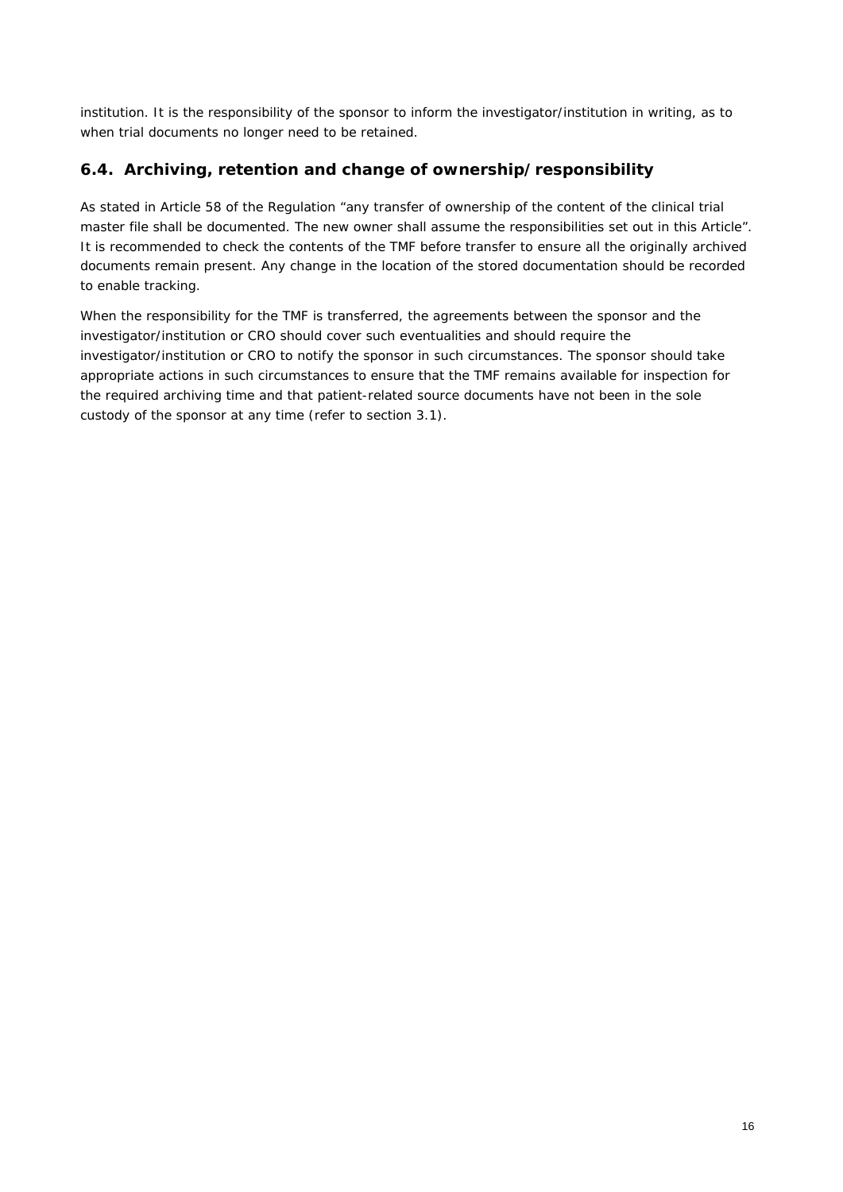institution. It is the responsibility of the sponsor to inform the investigator/institution in writing, as to when trial documents no longer need to be retained.

## 6.4. Archiving, retention and change of ownership/responsibility

As stated in Article 58 of the Regulation "any transfer of ownership of the content of the clinical trial master file shall be documented. The new owner shall assume the responsibilities set out in this Article". It is recommended to check the contents of the TMF before transfer to ensure all the originally archived documents remain present. Any change in the location of the stored documentation should be recorded to enable tracking.

When the responsibility for the TMF is transferred, the agreements between the sponsor and the investigator/institution or CRO should cover such eventualities and should require the investigator/institution or CRO to notify the sponsor in such circumstances. The sponsor should take appropriate actions in such circumstances to ensure that the TMF remains available for inspection for the required archiving time and that patient-related source documents have not been in the sole custody of the sponsor at any time (refer to section 3.1).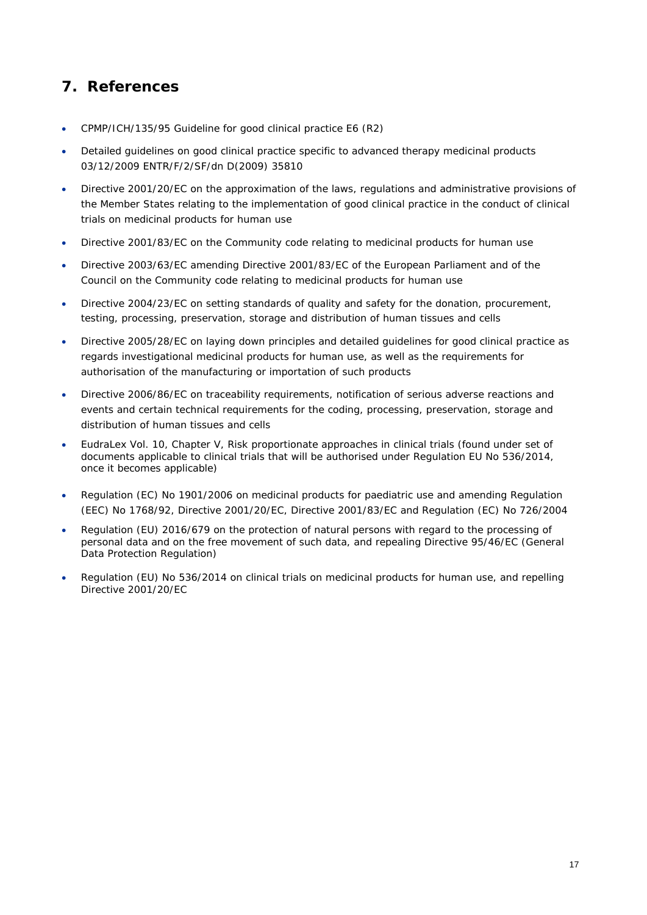## 7. References

- CPMP/ICH/135/95 Guideline for good clinical practice E6 (R2)
- Detailed guidelines on good clinical practice specific to advanced therapy medicinal products 03/12/2009 ENTR/F/2/SF/dn D(2009) 35810
- Directive 2001/20/EC on the approximation of the laws, regulations and administrative provisions of the Member States relating to the implementation of good clinical practice in the conduct of clinical trials on medicinal products for human use
- Directive 2001/83/EC on the Community code relating to medicinal products for human use
- Directive 2003/63/EC amending Directive 2001/83/EC of the European Parliament and of the Council on the Community code relating to medicinal products for human use
- Directive 2004/23/EC on setting standards of quality and safety for the donation, procurement, testing, processing, preservation, storage and distribution of human tissues and cells
- Directive 2005/28/EC on laying down principles and detailed guidelines for good clinical practice as regards investigational medicinal products for human use, as well as the requirements for authorisation of the manufacturing or importation of such products
- Directive 2006/86/EC on traceability requirements, notification of serious adverse reactions and events and certain technical requirements for the coding, processing, preservation, storage and distribution of human tissues and cells
- EudraLex Vol. 10, Chapter V, Risk proportionate approaches in clinical trials (found under set of documents applicable to clinical trials that will be authorised under Regulation EU No 536/2014, once it becomes applicable)
- Regulation (EC) No 1901/2006 on medicinal products for paediatric use and amending Regulation (EEC) No 1768/92, Directive 2001/20/EC, Directive 2001/83/EC and Regulation (EC) No 726/2004
- Regulation (EU) 2016/679 on the protection of natural persons with regard to the processing of personal data and on the free movement of such data, and repealing Directive 95/46/EC (General Data Protection Regulation)
- Regulation (EU) No 536/2014 on clinical trials on medicinal products for human use, and repelling Directive 2001/20/EC